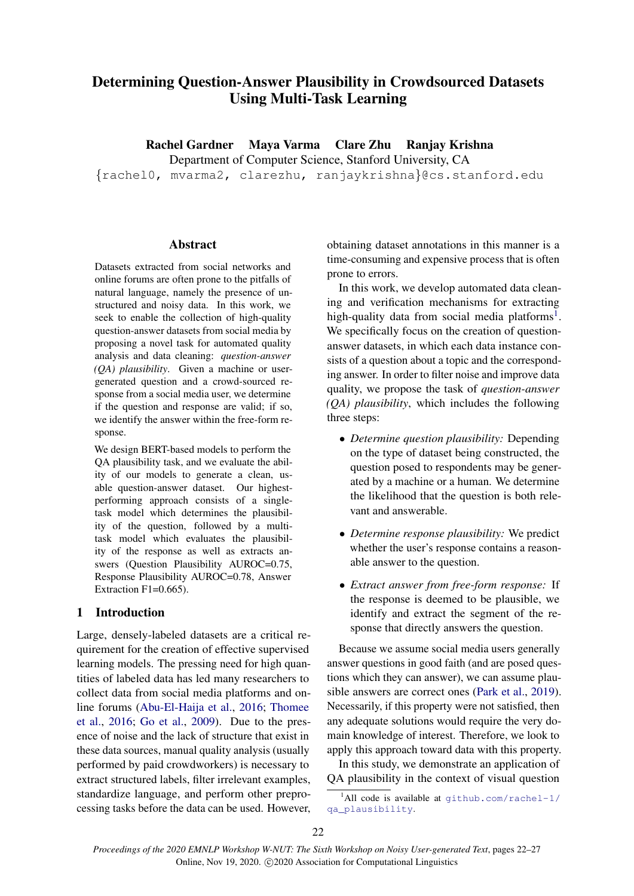# Determining Question-Answer Plausibility in Crowdsourced Datasets Using Multi-Task Learning

**Rachel Gardner Maya Varma Clare Zhu Ranjay Krishna**

Department of Computer Science, Stanford University, CA

{rachel0, mvarma2, clarezhu, ranjaykrishna}@cs.stanford.edu

## Abstract

Datasets extracted from social networks and online forums are often prone to the pitfalls of natural language, namely the presence of unstructured and noisy data. In this work, we seek to enable the collection of high-quality question-answer datasets from social media by proposing a novel task for automated quality analysis and data cleaning: *question-answer (QA) plausibility*. Given a machine or user-generated question and a crowd-sourced response from a social media user, we determine if the question and response are valid; if so, we identify the answer within the free-form response.

We design BERT-based models to perform the QA plausibility task, and we evaluate the ability of our models to generate a clean, usable question-answer dataset. Our highest-performing approach consists of a single-task model which determines the plausibility of the question, followed by a multi-task model which evaluates the plausibility of the response as well as extracts answers (Question Plausibility AUROC=0.75, Response Plausibility AUROC=0.78, Answer Extraction F1=0.665).

## 1 Introduction

Large, densely-labeled datasets are a critical requirement for the creation of effective supervised learning models. The pressing need for high quantities of labeled data has led many researchers to collect data from social media platforms and online forums (Abu-El-Haija et al., 2016; Thomee et al., 2016; Go et al., 2009). Due to the presence of noise and the lack of structure that exist in these data sources, manual quality analysis (usually performed by paid crowdworkers) is necessary to extract structured labels, filter irrelevant examples, standardize language, and perform other preprocessing tasks before the data can be used. However, obtaining dataset annotations in this manner is a time-consuming and expensive process that is often prone to errors.

In this work, we develop automated data cleaning and verification mechanisms for extracting high-quality data from social media platforms[1]. We specifically focus on the creation of question-answer datasets, in which each data instance consists of a question about a topic and the corresponding answer. In order to filter noise and improve data quality, we propose the task of *question-answer (QA) plausibility*, which includes the following three steps:

- *Determine question plausibility:* Depending on the type of dataset being constructed, the question posed to respondents may be generated by a machine or a human. We determine the likelihood that the question is both relevant and answerable.
- *Determine response plausibility:* We predict whether the user's response contains a reasonable answer to the question.
- *Extract answer from free-form response:* If the response is deemed to be plausible, we identify and extract the segment of the response that directly answers the question.

Because we assume social media users generally answer questions in good faith (and are posed questions which they can answer), we can assume plausible answers are correct ones (Park et al., 2019). Necessarily, if this property were not satisfied, then any adequate solutions would require the very domain knowledge of interest. Therefore, we look to apply this approach toward data with this property.

In this study, we demonstrate an application of QA plausibility in the context of visual question

[1] All code is available at github.com/rachel-1/qa_plausibility.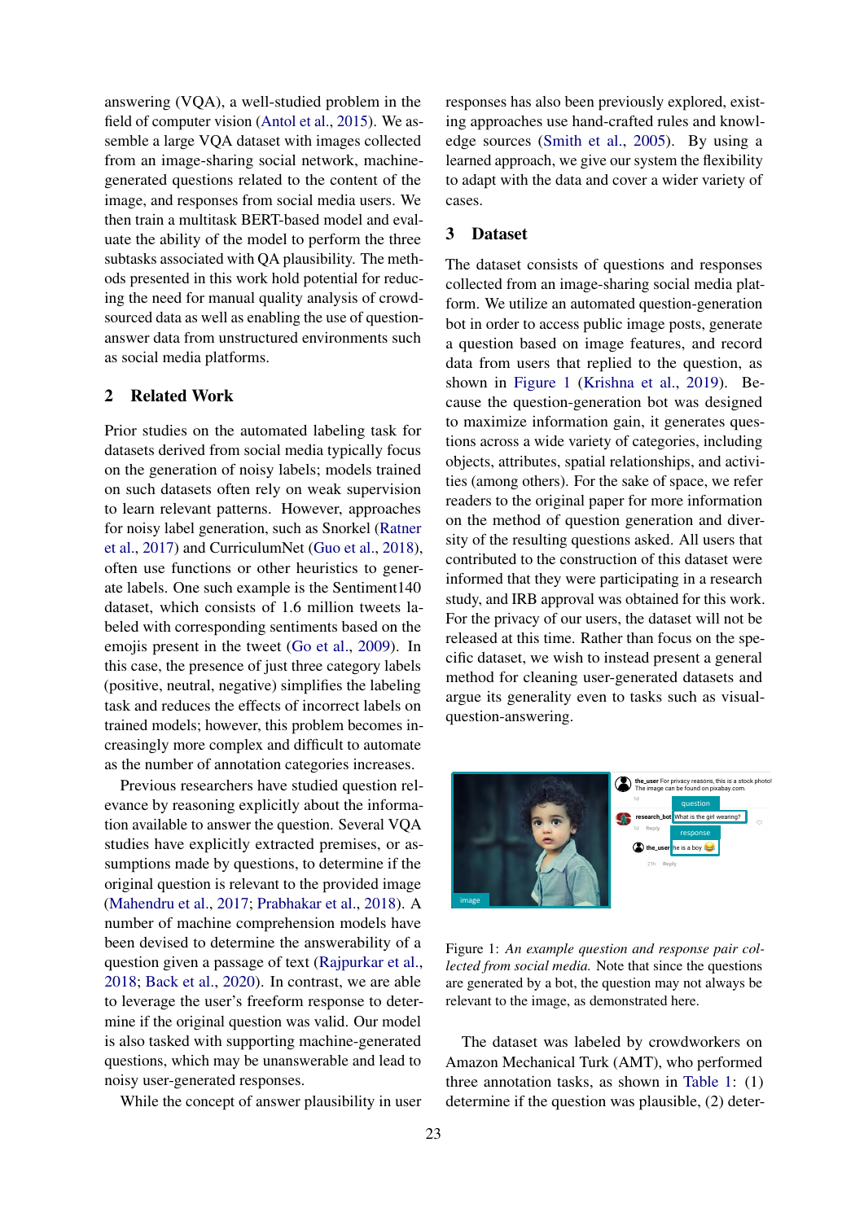answering (VQA), a well-studied problem in the field of computer vision (Antol et al., 2015). We assemble a large VQA dataset with images collected from an image-sharing social network, machine-generated questions related to the content of the image, and responses from social media users. We then train a multitask BERT-based model and evaluate the ability of the model to perform the three subtasks associated with QA plausibility. The methods presented in this work hold potential for reducing the need for manual quality analysis of crowdsourced data as well as enabling the use of question-answer data from unstructured environments such as social media platforms.

## 2 Related Work

Prior studies on the automated labeling task for datasets derived from social media typically focus on the generation of noisy labels; models trained on such datasets often rely on weak supervision to learn relevant patterns. However, approaches for noisy label generation, such as Snorkel (Ratner et al., 2017) and CurriculumNet (Guo et al., 2018), often use functions or other heuristics to generate labels. One such example is the Sentiment140 dataset, which consists of 1.6 million tweets labeled with corresponding sentiments based on the emojis present in the tweet (Go et al., 2009). In this case, the presence of just three category labels (positive, neutral, negative) simplifies the labeling task and reduces the effects of incorrect labels on trained models; however, this problem becomes increasingly more complex and difficult to automate as the number of annotation categories increases.

Previous researchers have studied question relevance by reasoning explicitly about the information available to answer the question. Several VQA studies have explicitly extracted premises, or assumptions made by questions, to determine if the original question is relevant to the provided image (Mahendru et al., 2017; Prabhakar et al., 2018). A number of machine comprehension models have been devised to determine the answerability of a question given a passage of text (Rajpurkar et al., 2018; Back et al., 2020). In contrast, we are able to leverage the user's freeform response to determine if the original question was valid. Our model is also tasked with supporting machine-generated questions, which may be unanswerable and lead to noisy user-generated responses.

While the concept of answer plausibility in user responses has also been previously explored, existing approaches use hand-crafted rules and knowledge sources (Smith et al., 2005). By using a learned approach, we give our system the flexibility to adapt with the data and cover a wider variety of cases.

## 3 Dataset

The dataset consists of questions and responses collected from an image-sharing social media platform. We utilize an automated question-generation bot in order to access public image posts, generate a question based on image features, and record data from users that replied to the question, as shown in Figure 1 (Krishna et al., 2019). Because the question-generation bot was designed to maximize information gain, it generates questions across a wide variety of categories, including objects, attributes, spatial relationships, and activities (among others). For the sake of space, we refer readers to the original paper for more information on the method of question generation and diversity of the resulting questions asked. All users that contributed to the construction of this dataset were informed that they were participating in a research study, and IRB approval was obtained for this work. For the privacy of our users, the dataset will not be released at this time. Rather than focus on the specific dataset, we wish to instead present a general method for cleaning user-generated datasets and argue its generality even to tasks such as visual-question-answering.

Figure 1: *An example question and response pair collected from social media.* Note that since the questions are generated by a bot, the question may not always be relevant to the image, as demonstrated here.

The dataset was labeled by crowdworkers on Amazon Mechanical Turk (AMT), who performed three annotation tasks, as shown in Table 1: (1) determine if the question was plausible, (2) deter-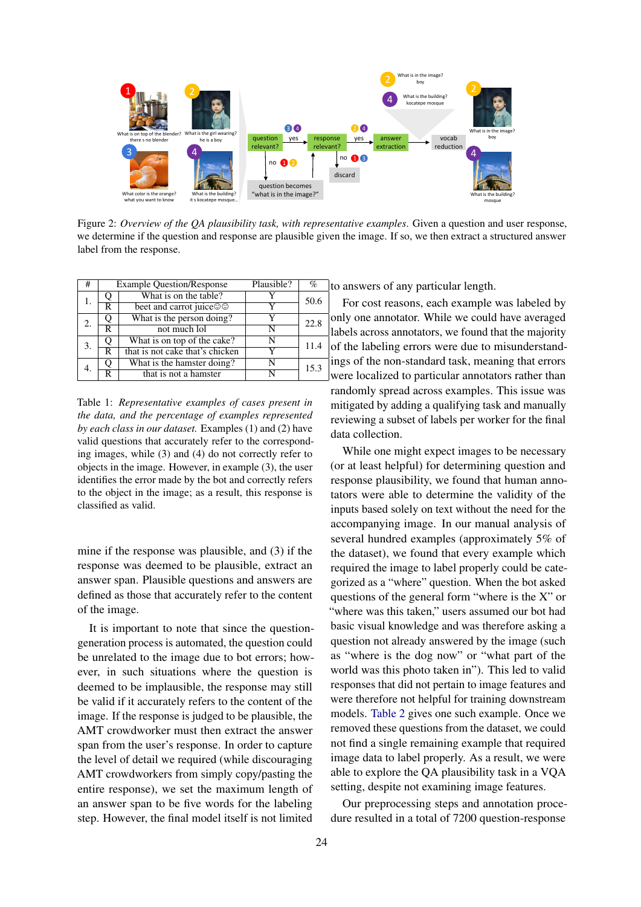Figure 2: *Overview of the QA plausibility task, with representative examples.* Given a question and user response, we determine if the question and response are plausible given the image. If so, we then extract a structured answer label from the response.

| # | | Example Question/Response | Plausible? | % |
|---|---|---|---|---|
| 1. | Q | What is on the table? | Y | 50.6 |
| | R | beet and carrot juice☺☺ | Y | |
| 2. | Q | What is the person doing? | Y | 22.8 |
| | R | not much lol | N | |
| 3. | Q | What is on top of the cake? | N | 11.4 |
| | R | that is not cake that's chicken | Y | |
| 4. | Q | What is the hamster doing? | N | 15.3 |
| | R | that is not a hamster | N | |

Table 1: *Representative examples of cases present in the data, and the percentage of examples represented by each class in our dataset.* Examples (1) and (2) have valid questions that accurately refer to the corresponding images, while (3) and (4) do not correctly refer to objects in the image. However, in example (3), the user identifies the error made by the bot and correctly refers to the object in the image; as a result, this response is classified as valid.

mine if the response was plausible, and (3) if the response was deemed to be plausible, extract an answer span. Plausible questions and answers are defined as those that accurately refer to the content of the image.

It is important to note that since the question-generation process is automated, the question could be unrelated to the image due to bot errors; however, in such situations where the question is deemed to be implausible, the response may still be valid if it accurately refers to the content of the image. If the response is judged to be plausible, the AMT crowdworker must then extract the answer span from the user's response. In order to capture the level of detail we required (while discouraging AMT crowdworkers from simply copy/pasting the entire response), we set the maximum length of an answer span to be five words for the labeling step. However, the final model itself is not limited to answers of any particular length.

For cost reasons, each example was labeled by only one annotator. While we could have averaged labels across annotators, we found that the majority of the labeling errors were due to misunderstandings of the non-standard task, meaning that errors were localized to particular annotators rather than randomly spread across examples. This issue was mitigated by adding a qualifying task and manually reviewing a subset of labels per worker for the final data collection.

While one might expect images to be necessary (or at least helpful) for determining question and response plausibility, we found that human annotators were able to determine the validity of the inputs based solely on text without the need for the accompanying image. In our manual analysis of several hundred examples (approximately 5% of the dataset), we found that every example which required the image to label properly could be categorized as a "where" question. When the bot asked questions of the general form "where is the X" or "where was this taken," users assumed our bot had basic visual knowledge and was therefore asking a question not already answered by the image (such as "where is the dog now" or "what part of the world was this photo taken in"). This led to valid responses that did not pertain to image features and were therefore not helpful for training downstream models. Table 2 gives one such example. Once we removed these questions from the dataset, we could not find a single remaining example that required image data to label properly. As a result, we were able to explore the QA plausibility task in a VQA setting, despite not examining image features.

Our preprocessing steps and annotation procedure resulted in a total of 7200 question-response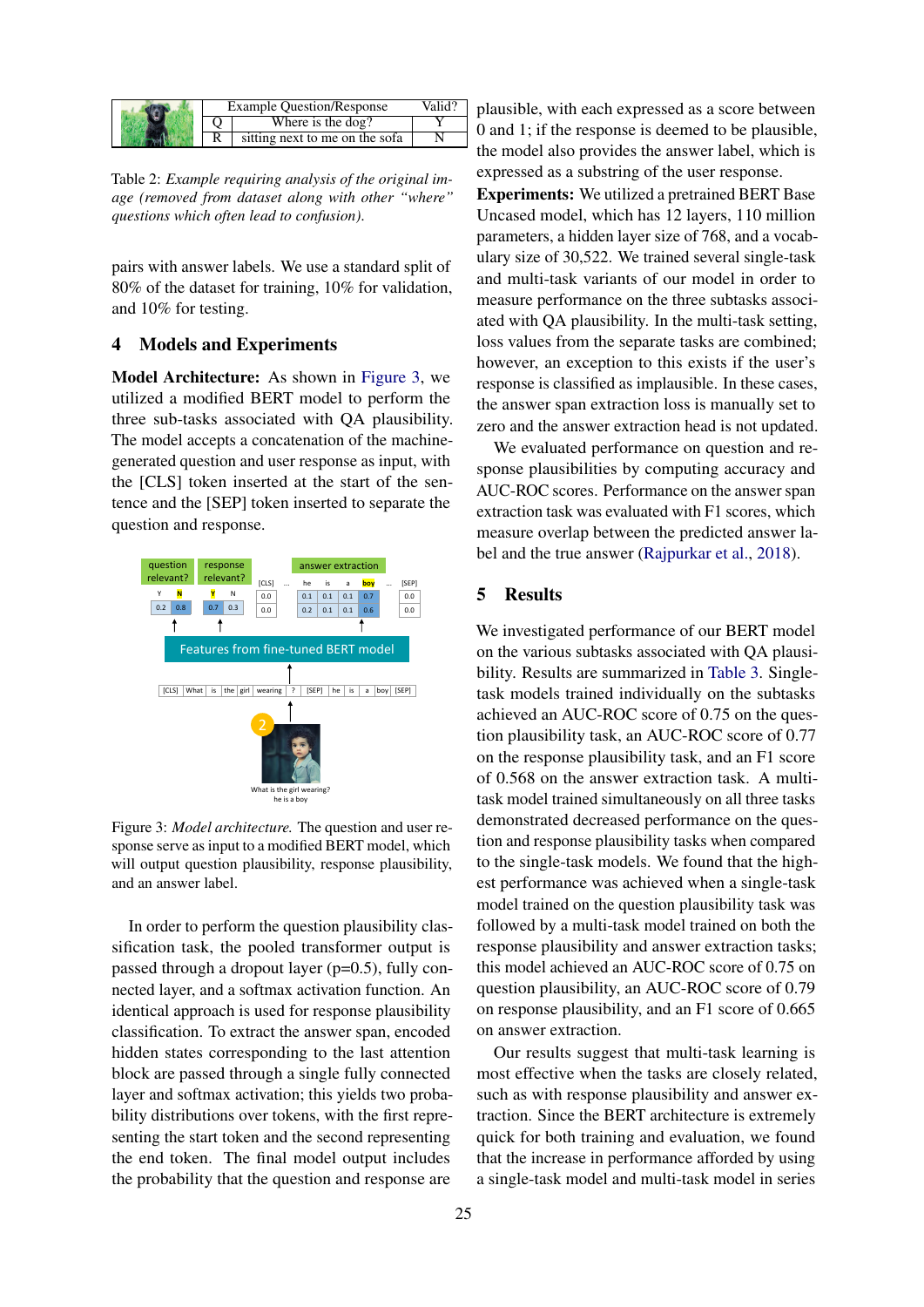| | Example Question/Response | Valid? |
|---|---|---|
| Q | Where is the dog? | Y |
| R | sitting next to me on the sofa | N |

Table 2: *Example requiring analysis of the original image (removed from dataset along with other "where" questions which often lead to confusion).*

pairs with answer labels. We use a standard split of 80% of the dataset for training, 10% for validation, and 10% for testing.

## 4 Models and Experiments

**Model Architecture:** As shown in Figure 3, we utilized a modified BERT model to perform the three sub-tasks associated with QA plausibility. The model accepts a concatenation of the machine-generated question and user response as input, with the [CLS] token inserted at the start of the sentence and the [SEP] token inserted to separate the question and response.

Figure 3: *Model architecture.* The question and user response serve as input to a modified BERT model, which will output question plausibility, response plausibility, and an answer label.

In order to perform the question plausibility classification task, the pooled transformer output is passed through a dropout layer (p=0.5), fully connected layer, and a softmax activation function. An identical approach is used for response plausibility classification. To extract the answer span, encoded hidden states corresponding to the last attention block are passed through a single fully connected layer and softmax activation; this yields two probability distributions over tokens, with the first representing the start token and the second representing the end token. The final model output includes the probability that the question and response are plausible, with each expressed as a score between 0 and 1; if the response is deemed to be plausible, the model also provides the answer label, which is expressed as a substring of the user response.

**Experiments:** We utilized a pretrained BERT Base Uncased model, which has 12 layers, 110 million parameters, a hidden layer size of 768, and a vocabulary size of 30,522. We trained several single-task and multi-task variants of our model in order to measure performance on the three subtasks associated with QA plausibility. In the multi-task setting, loss values from the separate tasks are combined; however, an exception to this exists if the user's response is classified as implausible. In these cases, the answer span extraction loss is manually set to zero and the answer extraction head is not updated.

We evaluated performance on question and response plausibilities by computing accuracy and AUC-ROC scores. Performance on the answer span extraction task was evaluated with F1 scores, which measure overlap between the predicted answer label and the true answer (Rajpurkar et al., 2018).

## 5 Results

We investigated performance of our BERT model on the various subtasks associated with QA plausibility. Results are summarized in Table 3. Single-task models trained individually on the subtasks achieved an AUC-ROC score of 0.75 on the question plausibility task, an AUC-ROC score of 0.77 on the response plausibility task, and an F1 score of 0.568 on the answer extraction task. A multi-task model trained simultaneously on all three tasks demonstrated decreased performance on the question and response plausibility tasks when compared to the single-task models. We found that the highest performance was achieved when a single-task model trained on the question plausibility task was followed by a multi-task model trained on both the response plausibility and answer extraction tasks; this model achieved an AUC-ROC score of 0.75 on question plausibility, an AUC-ROC score of 0.79 on response plausibility, and an F1 score of 0.665 on answer extraction.

Our results suggest that multi-task learning is most effective when the tasks are closely related, such as with response plausibility and answer extraction. Since the BERT architecture is extremely quick for both training and evaluation, we found that the increase in performance afforded by using a single-task model and multi-task model in series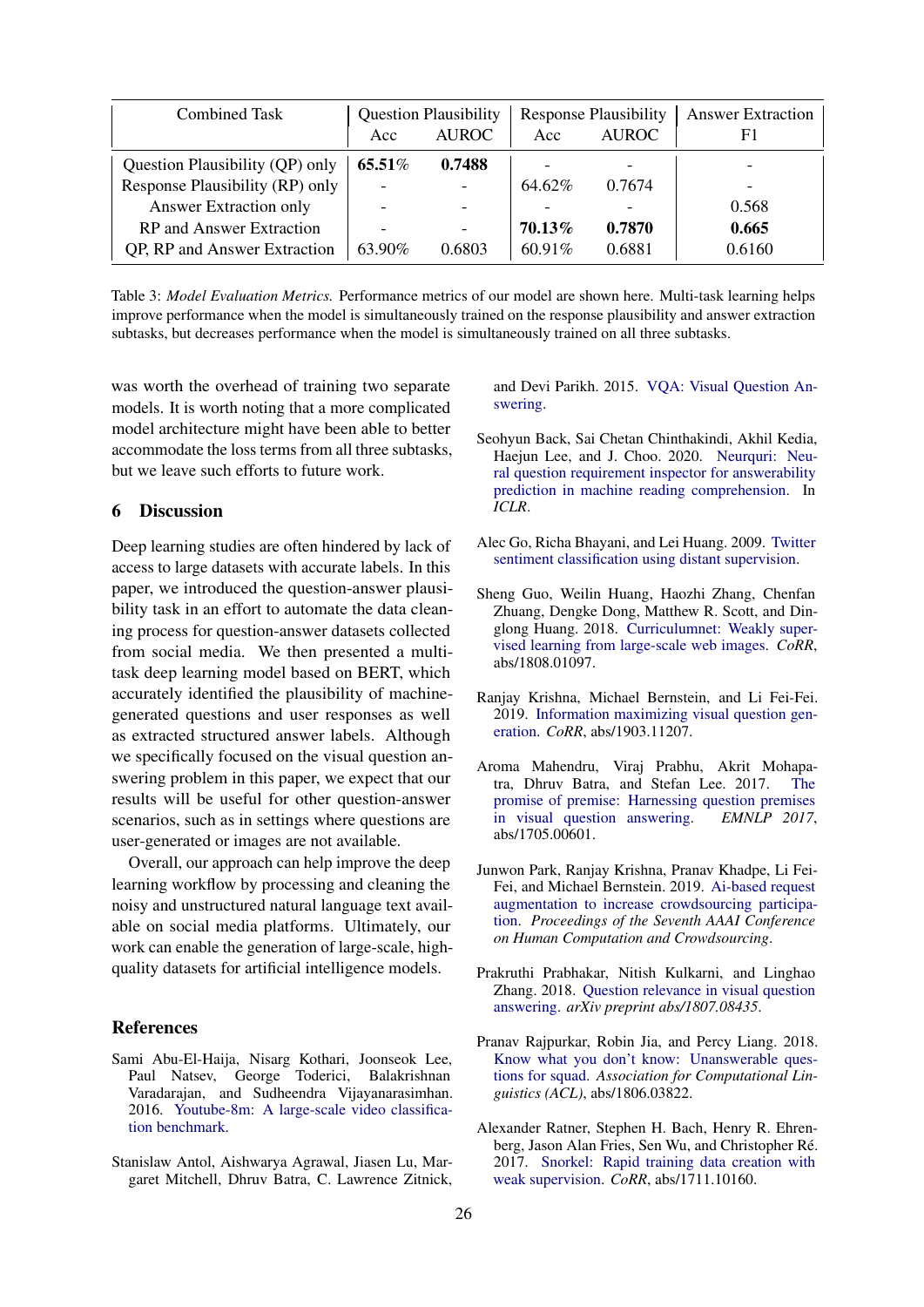| Combined Task | Question Plausibility | | Response Plausibility | | Answer Extraction |
|---|---|---|---|---|---|
| | Acc | AUROC | Acc | AUROC | F1 |
| Question Plausibility (QP) only | **65.51%** | **0.7488** | - | - | - |
| Response Plausibility (RP) only | - | - | 64.62% | 0.7674 | - |
| Answer Extraction only | - | - | - | - | 0.568 |
| RP and Answer Extraction | - | - | **70.13%** | **0.7870** | **0.665** |
| QP, RP and Answer Extraction | 63.90% | 0.6803 | 60.91% | 0.6881 | 0.6160 |

Table 3: *Model Evaluation Metrics.* Performance metrics of our model are shown here. Multi-task learning helps improve performance when the model is simultaneously trained on the response plausibility and answer extraction subtasks, but decreases performance when the model is simultaneously trained on all three subtasks.

was worth the overhead of training two separate models. It is worth noting that a more complicated model architecture might have been able to better accommodate the loss terms from all three subtasks, but we leave such efforts to future work.

## 6 Discussion

Deep learning studies are often hindered by lack of access to large datasets with accurate labels. In this paper, we introduced the question-answer plausibility task in an effort to automate the data cleaning process for question-answer datasets collected from social media. We then presented a multi-task deep learning model based on BERT, which accurately identified the plausibility of machine-generated questions and user responses as well as extracted structured answer labels. Although we specifically focused on the visual question answering problem in this paper, we expect that our results will be useful for other question-answer scenarios, such as in settings where questions are user-generated or images are not available.

Overall, our approach can help improve the deep learning workflow by processing and cleaning the noisy and unstructured natural language text available on social media platforms. Ultimately, our work can enable the generation of large-scale, high-quality datasets for artificial intelligence models.

## References

Sami Abu-El-Haija, Nisarg Kothari, Joonseok Lee, Paul Natsev, George Toderici, Balakrishnan Varadarajan, and Sudheendra Vijayanarasimhan. 2016. Youtube-8m: A large-scale video classification benchmark.

Stanislaw Antol, Aishwarya Agrawal, Jiasen Lu, Margaret Mitchell, Dhruv Batra, C. Lawrence Zitnick, and Devi Parikh. 2015. VQA: Visual Question Answering.

Seohyun Back, Sai Chetan Chinthakindi, Akhil Kedia, Haejun Lee, and J. Choo. 2020. Neurquri: Neural question requirement inspector for answerability prediction in machine reading comprehension. In *ICLR*.

Alec Go, Richa Bhayani, and Lei Huang. 2009. Twitter sentiment classification using distant supervision.

Sheng Guo, Weilin Huang, Haozhi Zhang, Chenfan Zhuang, Dengke Dong, Matthew R. Scott, and Dinglong Huang. 2018. Curriculumnet: Weakly supervised learning from large-scale web images. *CoRR*, abs/1808.01097.

Ranjay Krishna, Michael Bernstein, and Li Fei-Fei. 2019. Information maximizing visual question generation. *CoRR*, abs/1903.11207.

Aroma Mahendru, Viraj Prabhu, Akrit Mohapatra, Dhruv Batra, and Stefan Lee. 2017. The promise of premise: Harnessing question premises in visual question answering. *EMNLP 2017*, abs/1705.00601.

Junwon Park, Ranjay Krishna, Pranav Khadpe, Li Fei-Fei, and Michael Bernstein. 2019. Ai-based request augmentation to increase crowdsourcing participation. *Proceedings of the Seventh AAAI Conference on Human Computation and Crowdsourcing*.

Prakruthi Prabhakar, Nitish Kulkarni, and Linghao Zhang. 2018. Question relevance in visual question answering. *arXiv preprint abs/1807.08435*.

Pranav Rajpurkar, Robin Jia, and Percy Liang. 2018. Know what you don't know: Unanswerable questions for squad. *Association for Computational Linguistics (ACL)*, abs/1806.03822.

Alexander Ratner, Stephen H. Bach, Henry R. Ehrenberg, Jason Alan Fries, Sen Wu, and Christopher Ré. 2017. Snorkel: Rapid training data creation with weak supervision. *CoRR*, abs/1711.10160.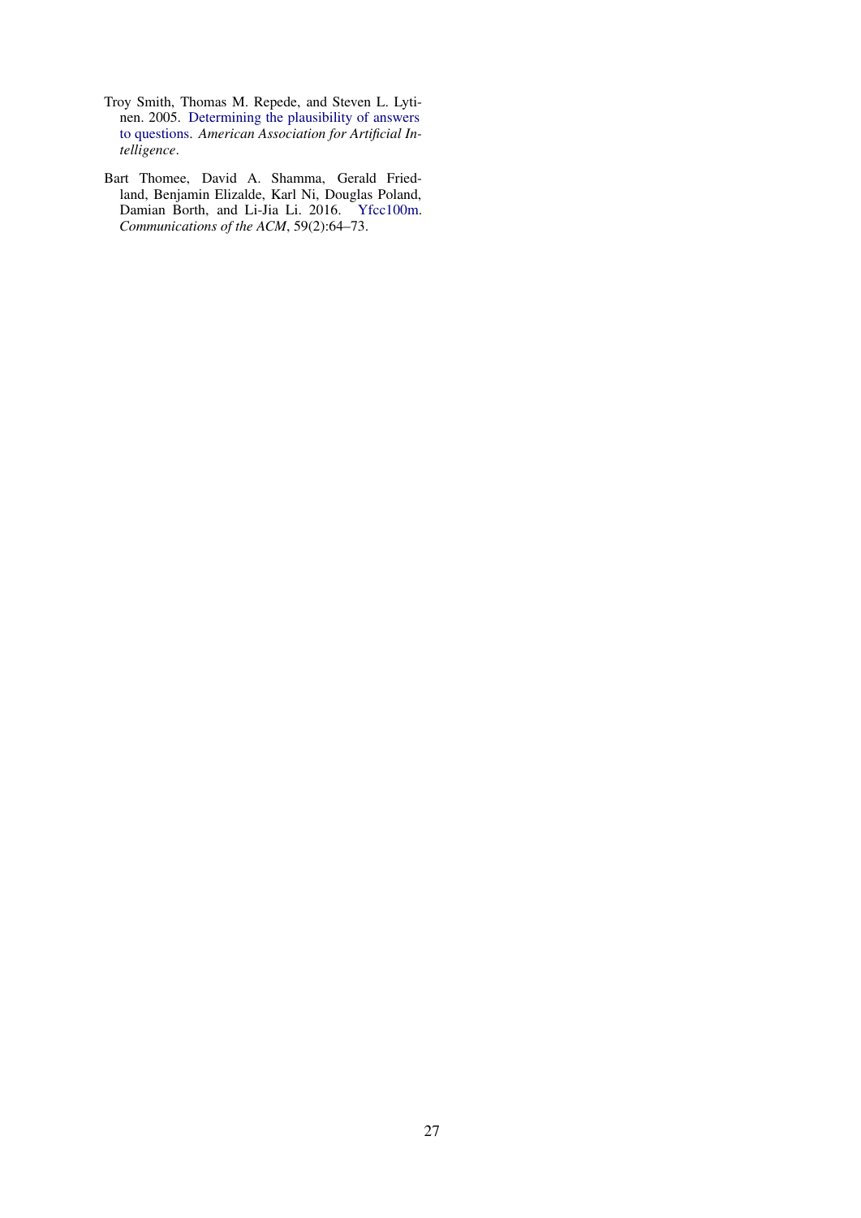Troy Smith, Thomas M. Repede, and Steven L. Lytinen. 2005. Determining the plausibility of answers to questions. *American Association for Artificial Intelligence*.

Bart Thomee, David A. Shamma, Gerald Friedland, Benjamin Elizalde, Karl Ni, Douglas Poland, Damian Borth, and Li-Jia Li. 2016. Yfcc100m. *Communications of the ACM*, 59(2):64–73.